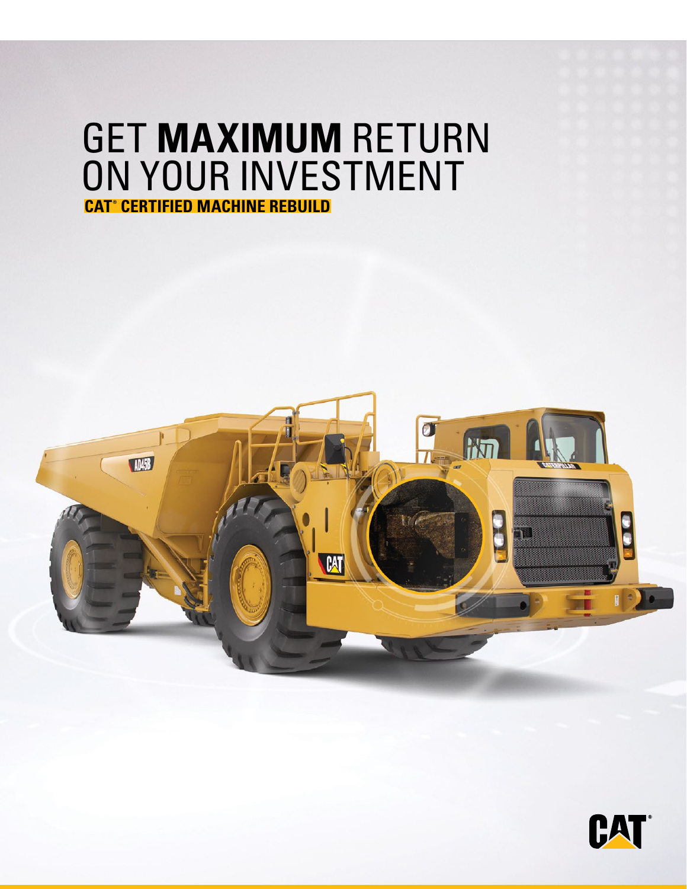# GET **MAXIMUM** RETURN ON YOUR INVESTMENT

**CAT® CERTIFIED MACHINE REBUILD**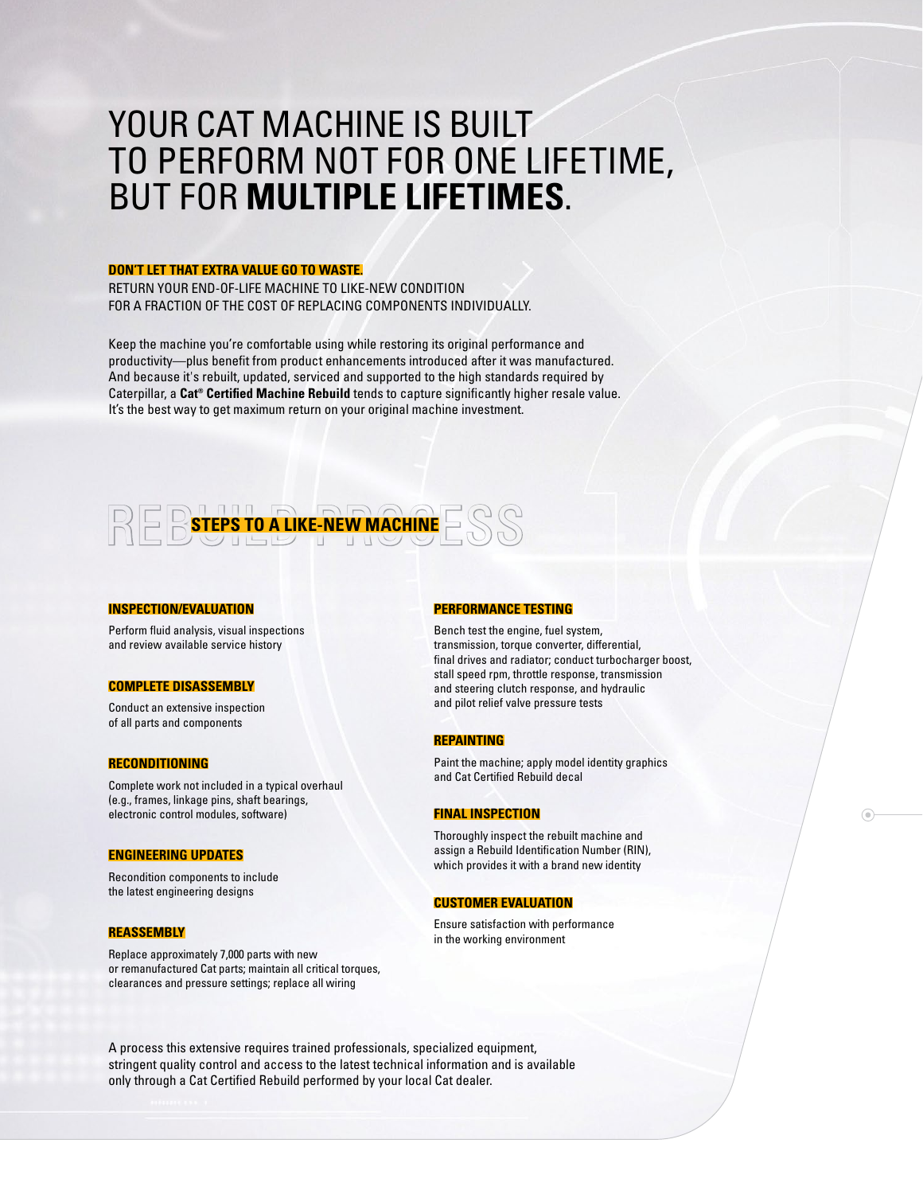# YOUR CAT MACHINE IS BUILT TO PERFORM NOT FOR ONE LIFETIME, BUT FOR **MULTIPLE LIFETIMES**.

**DON'T LET THAT EXTRA VALUE GO TO WASTE.**

RETURN YOUR END-OF-LIFE MACHINE TO LIKE-NEW CONDITION FOR A FRACTION OF THE COST OF REPLACING COMPONENTS INDIVIDUALLY.

Keep the machine you're comfortable using while restoring its original performance and productivity—plus benefit from product enhancements introduced after it was manufactured. And because it's rebuilt, updated, serviced and supported to the high standards required by Caterpillar, a **Cat® Certified Machine Rebuild** tends to capture significantly higher resale value. It's the best way to get maximum return on your original machine investment.

## REBUILD PROCESS

### STEPS TO A LIKE-NEW MACHINE

#### INSPECTION/EVALUATION

Perform fluid analysis, visual inspections and review available service history

#### COMPLETE DISASSEMBLY

Conduct an extensive inspection of all parts and components

#### RECONDITIONING

Complete work not included in a typical overhaul (e.g., frames, linkage pins, shaft bearings, electronic control modules, software)

#### ENGINEERING UPDATES

Recondition components to include the latest engineering designs

#### REASSEMBLY

Replace approximately 7,000 parts with new or remanufactured Cat parts; maintain all critical torques, clearances and pressure settings; replace all wiring

#### PERFORMANCE TESTING

Bench test the engine, fuel system, transmission, torque converter, differential, final drives and radiator; conduct turbocharger boost, stall speed rpm, throttle response, transmission and steering clutch response, and hydraulic and pilot relief valve pressure tests

#### REPAINTING

Paint the machine; apply model identity graphics and Cat Certified Rebuild decal

#### FINAL INSPECTION

Thoroughly inspect the rebuilt machine and assign a Rebuild Identification Number (RIN), which provides it with a brand new identity

#### CUSTOMER EVALUATION

Ensure satisfaction with performance in the working environment

A process this extensive requires trained professionals, specialized equipment, stringent quality control and access to the latest technical information and is available only through a Cat Certified Rebuild performed by your local Cat dealer.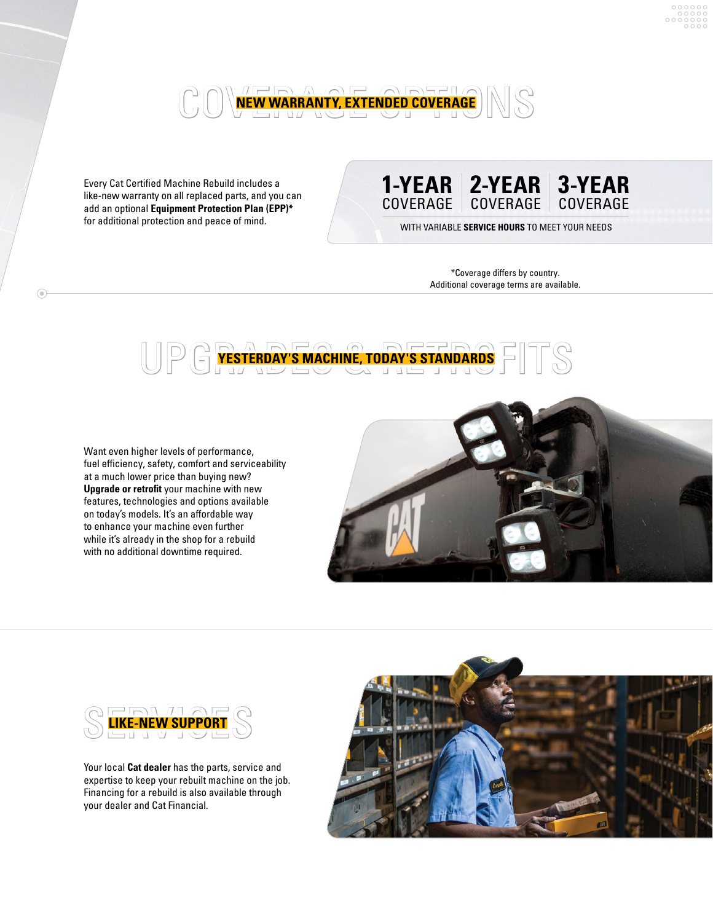## COVERAGE OPTIONS

### NEW WARRANTY, EXTENDED COVERAGE

Every Cat Certified Machine Rebuild includes a like-new warranty on all replaced parts, and you can add an optional **Equipment Protection Plan (EPP)*** for additional protection and peace of mind.

**1-YEAR** COVERAGE | **2-YEAR** COVERAGE | **3-YEAR** COVERAGE

WITH VARIABLE **SERVICE HOURS** TO MEET YOUR NEEDS

*Coverage differs by country.
Additional coverage terms are available.

## UPGRADES & RETROFITS

### YESTERDAY'S MACHINE, TODAY'S STANDARDS

Want even higher levels of performance, fuel efficiency, safety, comfort and serviceability at a much lower price than buying new? **Upgrade or retrofit** your machine with new features, technologies and options available on today's models. It's an affordable way to enhance your machine even further while it's already in the shop for a rebuild with no additional downtime required.

## SERVICES

### LIKE-NEW SUPPORT

Your local **Cat dealer** has the parts, service and expertise to keep your rebuilt machine on the job. Financing for a rebuild is also available through your dealer and Cat Financial.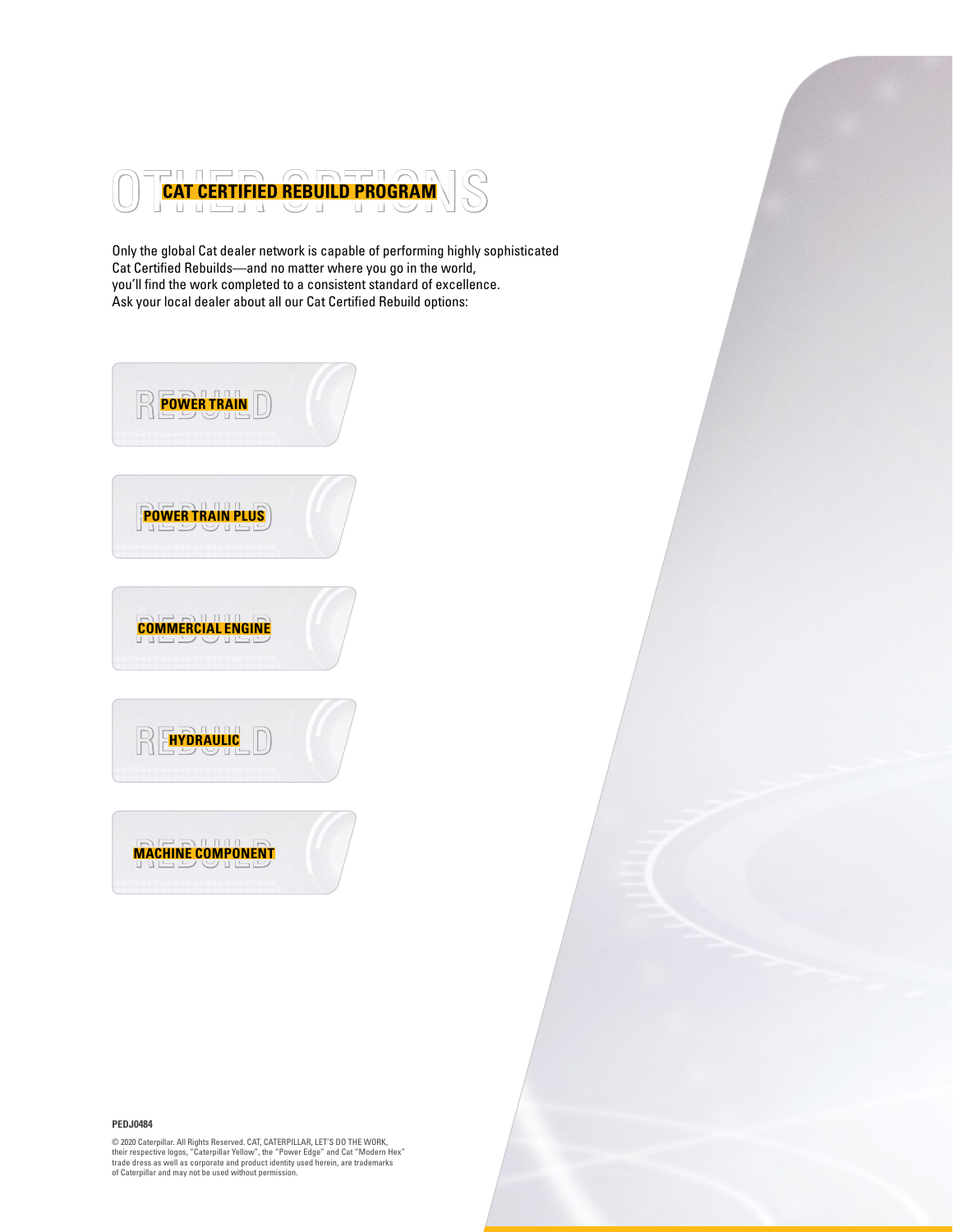# CAT CERTIFIED REBUILD PROGRAM

Only the global Cat dealer network is capable of performing highly sophisticated Cat Certified Rebuilds—and no matter where you go in the world, you'll find the work completed to a consistent standard of excellence. Ask your local dealer about all our Cat Certified Rebuild options:

- **POWER TRAIN**
- **POWER TRAIN PLUS**
- **COMMERCIAL ENGINE**
- **HYDRAULIC**
- **MACHINE COMPONENT**

**PEDJ0484**

© 2020 Caterpillar. All Rights Reserved. CAT, CATERPILLAR, LET'S DO THE WORK, their respective logos, "Caterpillar Yellow", the "Power Edge" and Cat "Modern Hex" trade dress as well as corporate and product identity used herein, are trademarks of Caterpillar and may not be used without permission.